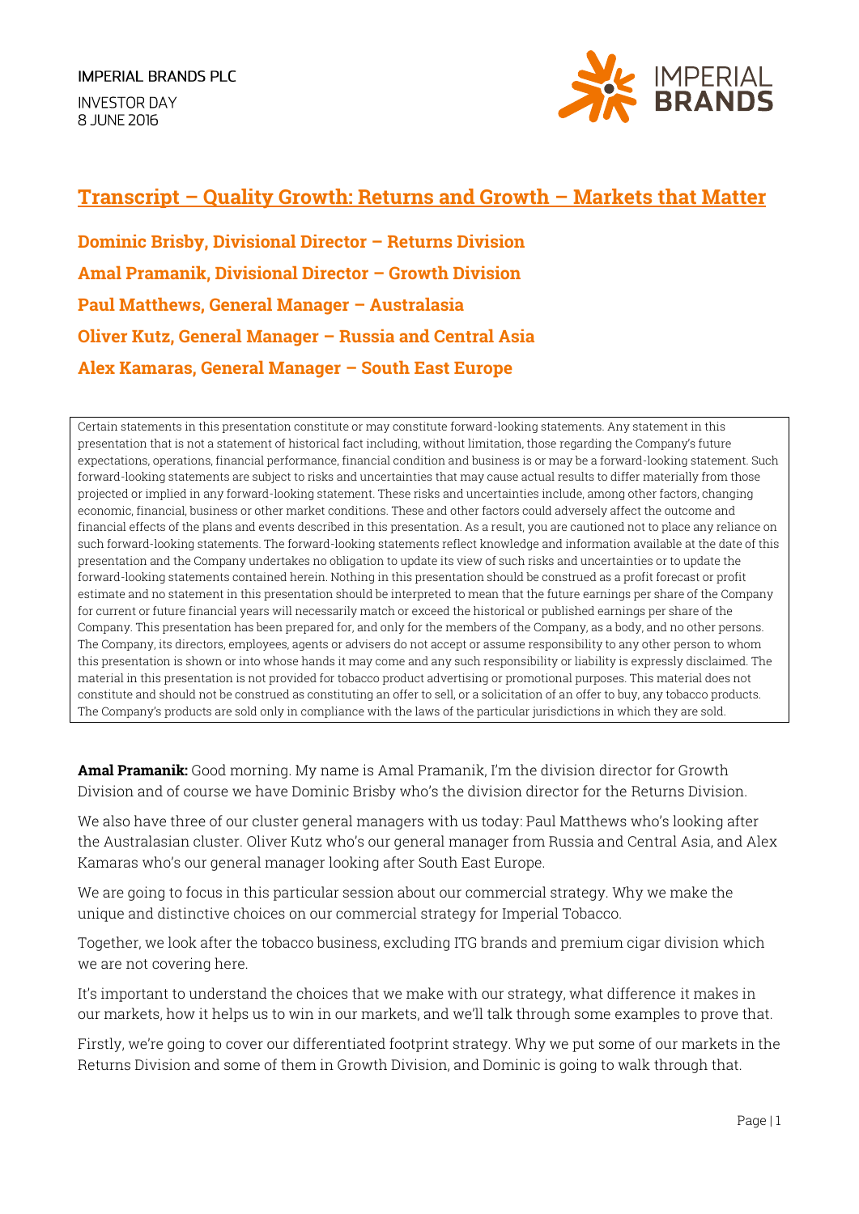IMPERIAL BRANDS PLC

INVESTOR DAY
8 JUNE 2016

# Transcript – Quality Growth: Returns and Growth – Markets that Matter

**Dominic Brisby, Divisional Director – Returns Division**

**Amal Pramanik, Divisional Director – Growth Division**

**Paul Matthews, General Manager – Australasia**

**Oliver Kutz, General Manager – Russia and Central Asia**

**Alex Kamaras, General Manager – South East Europe**

Certain statements in this presentation constitute or may constitute forward-looking statements. Any statement in this presentation that is not a statement of historical fact including, without limitation, those regarding the Company's future expectations, operations, financial performance, financial condition and business is or may be a forward-looking statement. Such forward-looking statements are subject to risks and uncertainties that may cause actual results to differ materially from those projected or implied in any forward-looking statement. These risks and uncertainties include, among other factors, changing economic, financial, business or other market conditions. These and other factors could adversely affect the outcome and financial effects of the plans and events described in this presentation. As a result, you are cautioned not to place any reliance on such forward-looking statements. The forward-looking statements reflect knowledge and information available at the date of this presentation and the Company undertakes no obligation to update its view of such risks and uncertainties or to update the forward-looking statements contained herein. Nothing in this presentation should be construed as a profit forecast or profit estimate and no statement in this presentation should be interpreted to mean that the future earnings per share of the Company for current or future financial years will necessarily match or exceed the historical or published earnings per share of the Company. This presentation has been prepared for, and only for the members of the Company, as a body, and no other persons. The Company, its directors, employees, agents or advisers do not accept or assume responsibility to any other person to whom this presentation is shown or into whose hands it may come and any such responsibility or liability is expressly disclaimed. The material in this presentation is not provided for tobacco product advertising or promotional purposes. This material does not constitute and should not be construed as constituting an offer to sell, or a solicitation of an offer to buy, any tobacco products. The Company's products are sold only in compliance with the laws of the particular jurisdictions in which they are sold.

**Amal Pramanik:** Good morning. My name is Amal Pramanik, I'm the division director for Growth Division and of course we have Dominic Brisby who's the division director for the Returns Division.

We also have three of our cluster general managers with us today: Paul Matthews who's looking after the Australasian cluster. Oliver Kutz who's our general manager from Russia and Central Asia, and Alex Kamaras who's our general manager looking after South East Europe.

We are going to focus in this particular session about our commercial strategy. Why we make the unique and distinctive choices on our commercial strategy for Imperial Tobacco.

Together, we look after the tobacco business, excluding ITG brands and premium cigar division which we are not covering here.

It's important to understand the choices that we make with our strategy, what difference it makes in our markets, how it helps us to win in our markets, and we'll talk through some examples to prove that.

Firstly, we're going to cover our differentiated footprint strategy. Why we put some of our markets in the Returns Division and some of them in Growth Division, and Dominic is going to walk through that.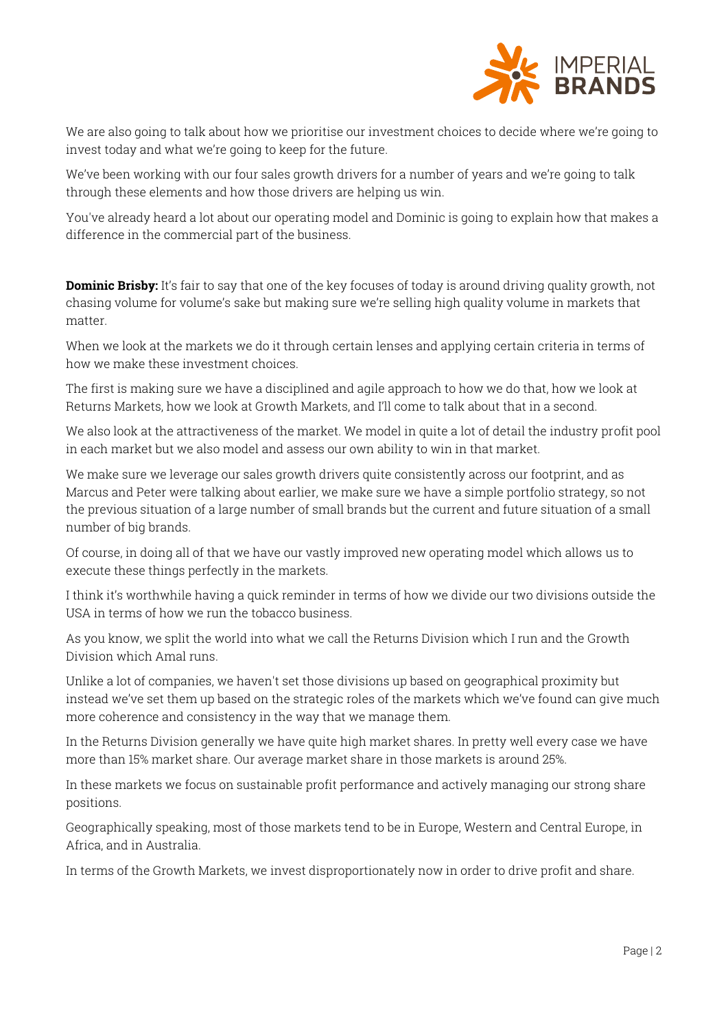We are also going to talk about how we prioritise our investment choices to decide where we're going to invest today and what we're going to keep for the future.

We've been working with our four sales growth drivers for a number of years and we're going to talk through these elements and how those drivers are helping us win.

You've already heard a lot about our operating model and Dominic is going to explain how that makes a difference in the commercial part of the business.

**Dominic Brisby:** It's fair to say that one of the key focuses of today is around driving quality growth, not chasing volume for volume's sake but making sure we're selling high quality volume in markets that matter.

When we look at the markets we do it through certain lenses and applying certain criteria in terms of how we make these investment choices.

The first is making sure we have a disciplined and agile approach to how we do that, how we look at Returns Markets, how we look at Growth Markets, and I'll come to talk about that in a second.

We also look at the attractiveness of the market. We model in quite a lot of detail the industry profit pool in each market but we also model and assess our own ability to win in that market.

We make sure we leverage our sales growth drivers quite consistently across our footprint, and as Marcus and Peter were talking about earlier, we make sure we have a simple portfolio strategy, so not the previous situation of a large number of small brands but the current and future situation of a small number of big brands.

Of course, in doing all of that we have our vastly improved new operating model which allows us to execute these things perfectly in the markets.

I think it's worthwhile having a quick reminder in terms of how we divide our two divisions outside the USA in terms of how we run the tobacco business.

As you know, we split the world into what we call the Returns Division which I run and the Growth Division which Amal runs.

Unlike a lot of companies, we haven't set those divisions up based on geographical proximity but instead we've set them up based on the strategic roles of the markets which we've found can give much more coherence and consistency in the way that we manage them.

In the Returns Division generally we have quite high market shares. In pretty well every case we have more than 15% market share. Our average market share in those markets is around 25%.

In these markets we focus on sustainable profit performance and actively managing our strong share positions.

Geographically speaking, most of those markets tend to be in Europe, Western and Central Europe, in Africa, and in Australia.

In terms of the Growth Markets, we invest disproportionately now in order to drive profit and share.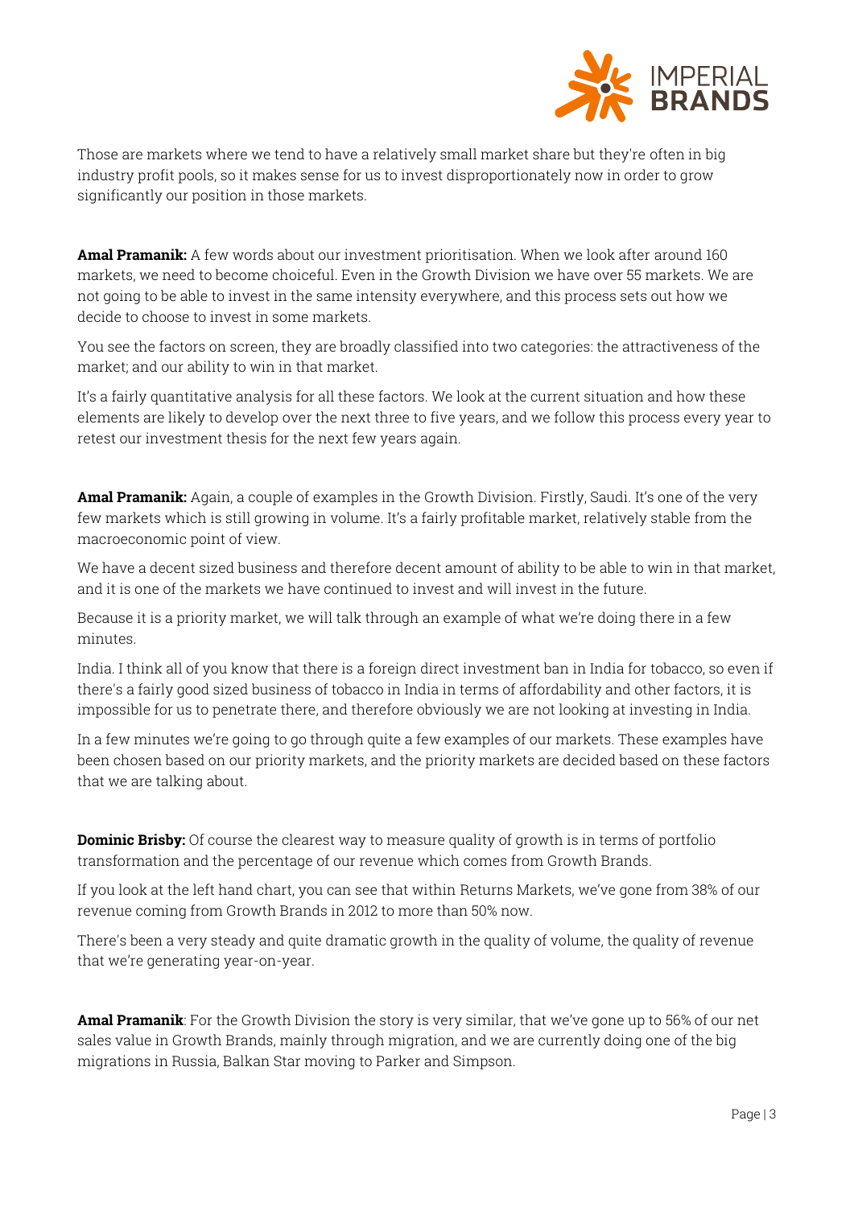Those are markets where we tend to have a relatively small market share but they're often in big industry profit pools, so it makes sense for us to invest disproportionately now in order to grow significantly our position in those markets.

**Amal Pramanik:** A few words about our investment prioritisation. When we look after around 160 markets, we need to become choiceful. Even in the Growth Division we have over 55 markets. We are not going to be able to invest in the same intensity everywhere, and this process sets out how we decide to choose to invest in some markets.

You see the factors on screen, they are broadly classified into two categories: the attractiveness of the market; and our ability to win in that market.

It's a fairly quantitative analysis for all these factors. We look at the current situation and how these elements are likely to develop over the next three to five years, and we follow this process every year to retest our investment thesis for the next few years again.

**Amal Pramanik:** Again, a couple of examples in the Growth Division. Firstly, Saudi. It's one of the very few markets which is still growing in volume. It's a fairly profitable market, relatively stable from the macroeconomic point of view.

We have a decent sized business and therefore decent amount of ability to be able to win in that market, and it is one of the markets we have continued to invest and will invest in the future.

Because it is a priority market, we will talk through an example of what we're doing there in a few minutes.

India. I think all of you know that there is a foreign direct investment ban in India for tobacco, so even if there's a fairly good sized business of tobacco in India in terms of affordability and other factors, it is impossible for us to penetrate there, and therefore obviously we are not looking at investing in India.

In a few minutes we're going to go through quite a few examples of our markets. These examples have been chosen based on our priority markets, and the priority markets are decided based on these factors that we are talking about.

**Dominic Brisby:** Of course the clearest way to measure quality of growth is in terms of portfolio transformation and the percentage of our revenue which comes from Growth Brands.

If you look at the left hand chart, you can see that within Returns Markets, we've gone from 38% of our revenue coming from Growth Brands in 2012 to more than 50% now.

There's been a very steady and quite dramatic growth in the quality of volume, the quality of revenue that we're generating year-on-year.

**Amal Pramanik**: For the Growth Division the story is very similar, that we've gone up to 56% of our net sales value in Growth Brands, mainly through migration, and we are currently doing one of the big migrations in Russia, Balkan Star moving to Parker and Simpson.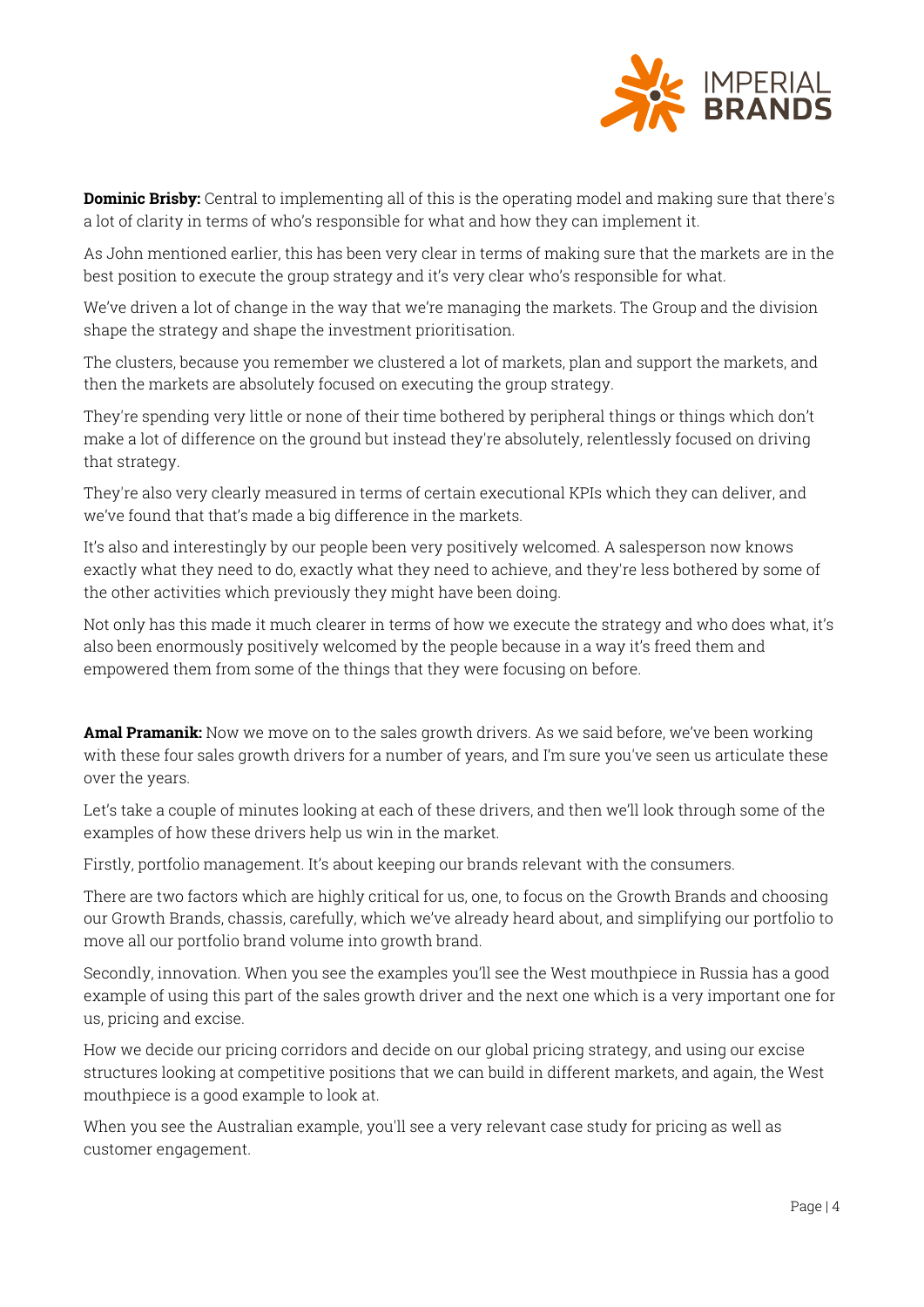**Dominic Brisby:** Central to implementing all of this is the operating model and making sure that there's a lot of clarity in terms of who's responsible for what and how they can implement it.

As John mentioned earlier, this has been very clear in terms of making sure that the markets are in the best position to execute the group strategy and it's very clear who's responsible for what.

We've driven a lot of change in the way that we're managing the markets. The Group and the division shape the strategy and shape the investment prioritisation.

The clusters, because you remember we clustered a lot of markets, plan and support the markets, and then the markets are absolutely focused on executing the group strategy.

They're spending very little or none of their time bothered by peripheral things or things which don't make a lot of difference on the ground but instead they're absolutely, relentlessly focused on driving that strategy.

They're also very clearly measured in terms of certain executional KPIs which they can deliver, and we've found that that's made a big difference in the markets.

It's also and interestingly by our people been very positively welcomed. A salesperson now knows exactly what they need to do, exactly what they need to achieve, and they're less bothered by some of the other activities which previously they might have been doing.

Not only has this made it much clearer in terms of how we execute the strategy and who does what, it's also been enormously positively welcomed by the people because in a way it's freed them and empowered them from some of the things that they were focusing on before.

**Amal Pramanik:** Now we move on to the sales growth drivers. As we said before, we've been working with these four sales growth drivers for a number of years, and I'm sure you've seen us articulate these over the years.

Let's take a couple of minutes looking at each of these drivers, and then we'll look through some of the examples of how these drivers help us win in the market.

Firstly, portfolio management. It's about keeping our brands relevant with the consumers.

There are two factors which are highly critical for us, one, to focus on the Growth Brands and choosing our Growth Brands, chassis, carefully, which we've already heard about, and simplifying our portfolio to move all our portfolio brand volume into growth brand.

Secondly, innovation. When you see the examples you'll see the West mouthpiece in Russia has a good example of using this part of the sales growth driver and the next one which is a very important one for us, pricing and excise.

How we decide our pricing corridors and decide on our global pricing strategy, and using our excise structures looking at competitive positions that we can build in different markets, and again, the West mouthpiece is a good example to look at.

When you see the Australian example, you'll see a very relevant case study for pricing as well as customer engagement.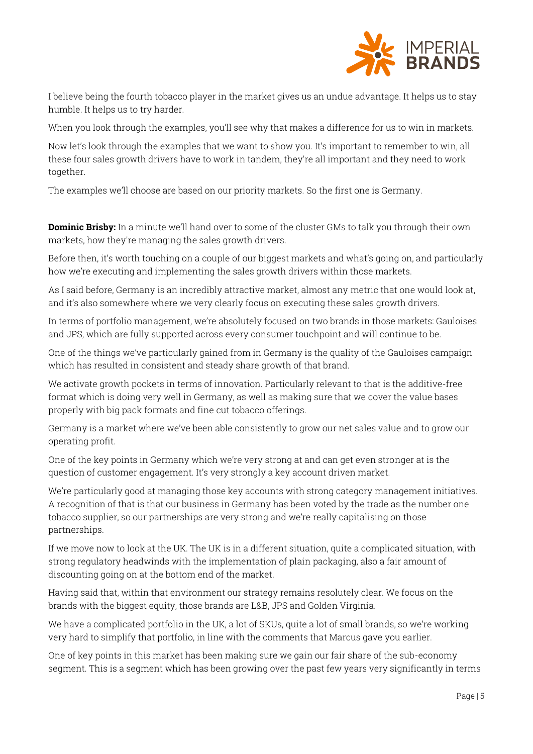I believe being the fourth tobacco player in the market gives us an undue advantage. It helps us to stay humble. It helps us to try harder.

When you look through the examples, you'll see why that makes a difference for us to win in markets.

Now let's look through the examples that we want to show you. It's important to remember to win, all these four sales growth drivers have to work in tandem, they're all important and they need to work together.

The examples we'll choose are based on our priority markets. So the first one is Germany.

**Dominic Brisby:** In a minute we'll hand over to some of the cluster GMs to talk you through their own markets, how they're managing the sales growth drivers.

Before then, it's worth touching on a couple of our biggest markets and what's going on, and particularly how we're executing and implementing the sales growth drivers within those markets.

As I said before, Germany is an incredibly attractive market, almost any metric that one would look at, and it's also somewhere where we very clearly focus on executing these sales growth drivers.

In terms of portfolio management, we're absolutely focused on two brands in those markets: Gauloises and JPS, which are fully supported across every consumer touchpoint and will continue to be.

One of the things we've particularly gained from in Germany is the quality of the Gauloises campaign which has resulted in consistent and steady share growth of that brand.

We activate growth pockets in terms of innovation. Particularly relevant to that is the additive-free format which is doing very well in Germany, as well as making sure that we cover the value bases properly with big pack formats and fine cut tobacco offerings.

Germany is a market where we've been able consistently to grow our net sales value and to grow our operating profit.

One of the key points in Germany which we're very strong at and can get even stronger at is the question of customer engagement. It's very strongly a key account driven market.

We're particularly good at managing those key accounts with strong category management initiatives. A recognition of that is that our business in Germany has been voted by the trade as the number one tobacco supplier, so our partnerships are very strong and we're really capitalising on those partnerships.

If we move now to look at the UK. The UK is in a different situation, quite a complicated situation, with strong regulatory headwinds with the implementation of plain packaging, also a fair amount of discounting going on at the bottom end of the market.

Having said that, within that environment our strategy remains resolutely clear. We focus on the brands with the biggest equity, those brands are L&B, JPS and Golden Virginia.

We have a complicated portfolio in the UK, a lot of SKUs, quite a lot of small brands, so we're working very hard to simplify that portfolio, in line with the comments that Marcus gave you earlier.

One of key points in this market has been making sure we gain our fair share of the sub-economy segment. This is a segment which has been growing over the past few years very significantly in terms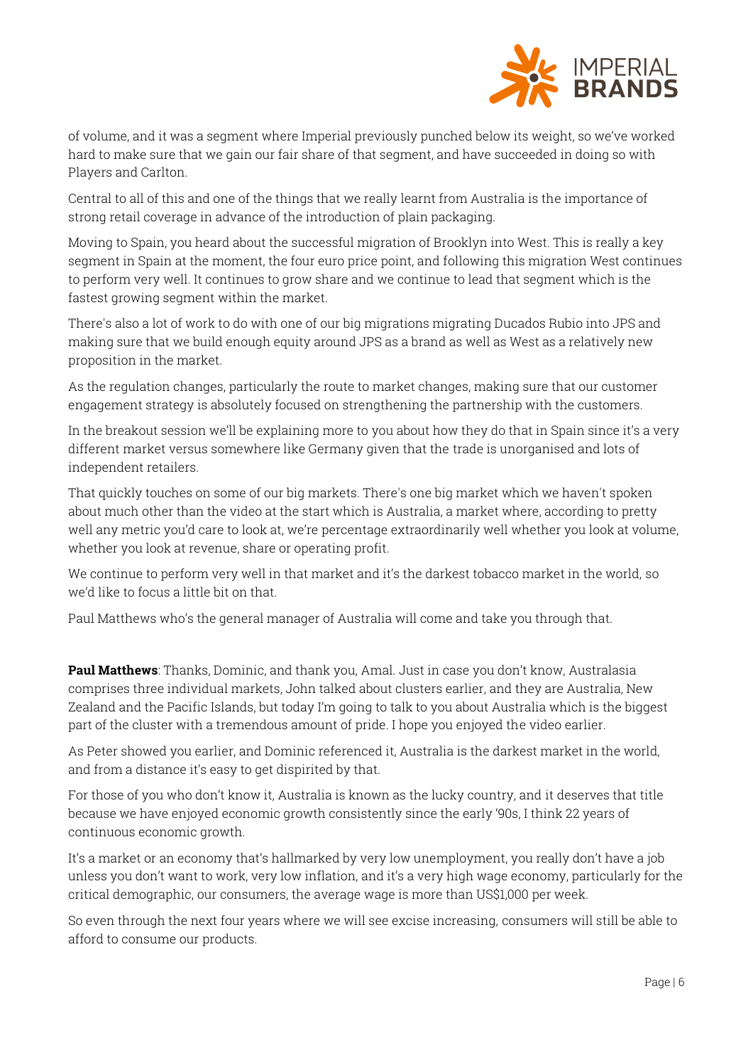of volume, and it was a segment where Imperial previously punched below its weight, so we've worked hard to make sure that we gain our fair share of that segment, and have succeeded in doing so with Players and Carlton.

Central to all of this and one of the things that we really learnt from Australia is the importance of strong retail coverage in advance of the introduction of plain packaging.

Moving to Spain, you heard about the successful migration of Brooklyn into West. This is really a key segment in Spain at the moment, the four euro price point, and following this migration West continues to perform very well. It continues to grow share and we continue to lead that segment which is the fastest growing segment within the market.

There's also a lot of work to do with one of our big migrations migrating Ducados Rubio into JPS and making sure that we build enough equity around JPS as a brand as well as West as a relatively new proposition in the market.

As the regulation changes, particularly the route to market changes, making sure that our customer engagement strategy is absolutely focused on strengthening the partnership with the customers.

In the breakout session we'll be explaining more to you about how they do that in Spain since it's a very different market versus somewhere like Germany given that the trade is unorganised and lots of independent retailers.

That quickly touches on some of our big markets. There's one big market which we haven't spoken about much other than the video at the start which is Australia, a market where, according to pretty well any metric you'd care to look at, we're percentage extraordinarily well whether you look at volume, whether you look at revenue, share or operating profit.

We continue to perform very well in that market and it's the darkest tobacco market in the world, so we'd like to focus a little bit on that.

Paul Matthews who's the general manager of Australia will come and take you through that.

**Paul Matthews**: Thanks, Dominic, and thank you, Amal. Just in case you don't know, Australasia comprises three individual markets, John talked about clusters earlier, and they are Australia, New Zealand and the Pacific Islands, but today I'm going to talk to you about Australia which is the biggest part of the cluster with a tremendous amount of pride. I hope you enjoyed the video earlier.

As Peter showed you earlier, and Dominic referenced it, Australia is the darkest market in the world, and from a distance it's easy to get dispirited by that.

For those of you who don't know it, Australia is known as the lucky country, and it deserves that title because we have enjoyed economic growth consistently since the early '90s, I think 22 years of continuous economic growth.

It's a market or an economy that's hallmarked by very low unemployment, you really don't have a job unless you don't want to work, very low inflation, and it's a very high wage economy, particularly for the critical demographic, our consumers, the average wage is more than US$1,000 per week.

So even through the next four years where we will see excise increasing, consumers will still be able to afford to consume our products.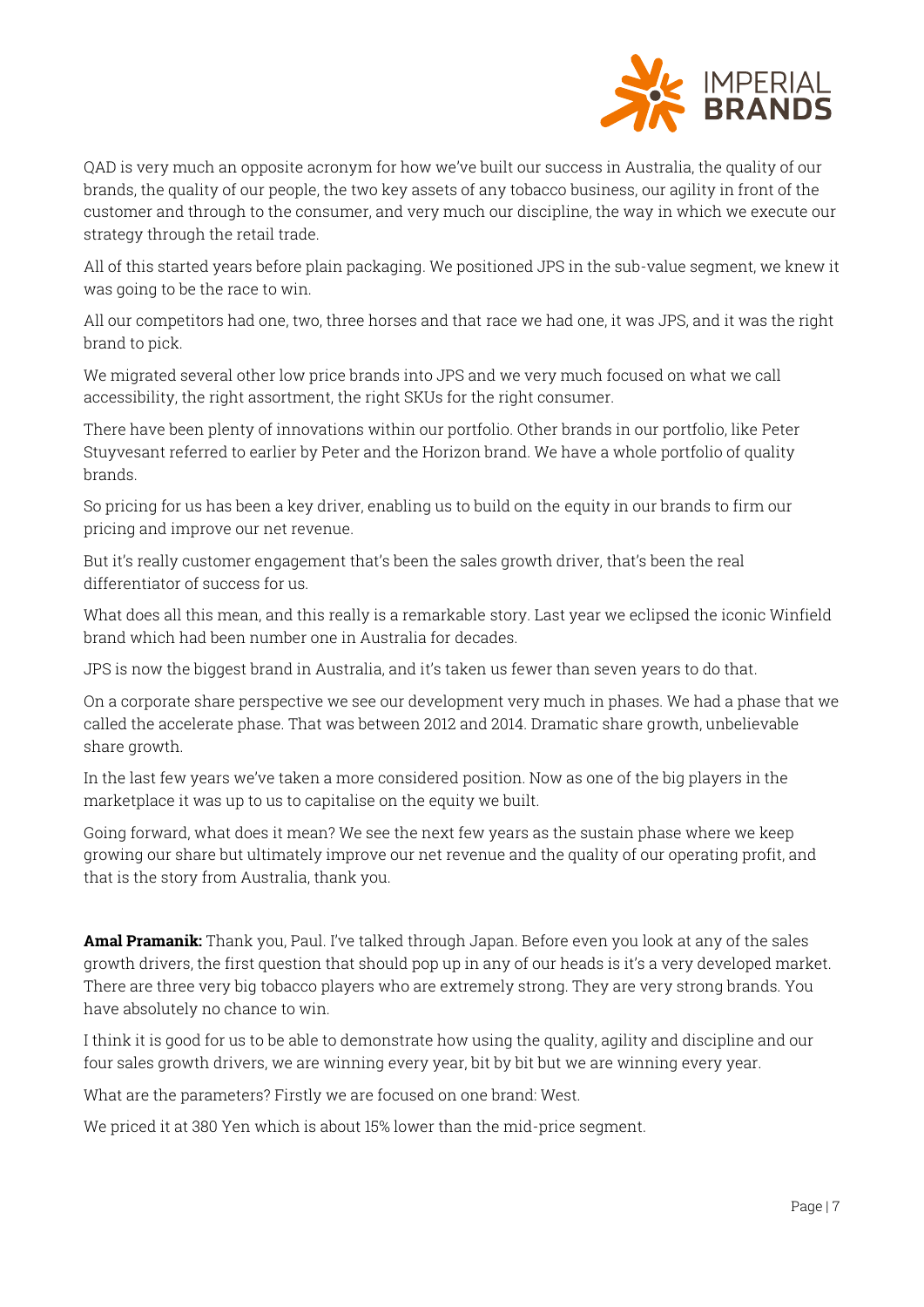QAD is very much an opposite acronym for how we've built our success in Australia, the quality of our brands, the quality of our people, the two key assets of any tobacco business, our agility in front of the customer and through to the consumer, and very much our discipline, the way in which we execute our strategy through the retail trade.

All of this started years before plain packaging. We positioned JPS in the sub-value segment, we knew it was going to be the race to win.

All our competitors had one, two, three horses and that race we had one, it was JPS, and it was the right brand to pick.

We migrated several other low price brands into JPS and we very much focused on what we call accessibility, the right assortment, the right SKUs for the right consumer.

There have been plenty of innovations within our portfolio. Other brands in our portfolio, like Peter Stuyvesant referred to earlier by Peter and the Horizon brand. We have a whole portfolio of quality brands.

So pricing for us has been a key driver, enabling us to build on the equity in our brands to firm our pricing and improve our net revenue.

But it's really customer engagement that's been the sales growth driver, that's been the real differentiator of success for us.

What does all this mean, and this really is a remarkable story. Last year we eclipsed the iconic Winfield brand which had been number one in Australia for decades.

JPS is now the biggest brand in Australia, and it's taken us fewer than seven years to do that.

On a corporate share perspective we see our development very much in phases. We had a phase that we called the accelerate phase. That was between 2012 and 2014. Dramatic share growth, unbelievable share growth.

In the last few years we've taken a more considered position. Now as one of the big players in the marketplace it was up to us to capitalise on the equity we built.

Going forward, what does it mean? We see the next few years as the sustain phase where we keep growing our share but ultimately improve our net revenue and the quality of our operating profit, and that is the story from Australia, thank you.

**Amal Pramanik:** Thank you, Paul. I've talked through Japan. Before even you look at any of the sales growth drivers, the first question that should pop up in any of our heads is it's a very developed market. There are three very big tobacco players who are extremely strong. They are very strong brands. You have absolutely no chance to win.

I think it is good for us to be able to demonstrate how using the quality, agility and discipline and our four sales growth drivers, we are winning every year, bit by bit but we are winning every year.

What are the parameters? Firstly we are focused on one brand: West.

We priced it at 380 Yen which is about 15% lower than the mid-price segment.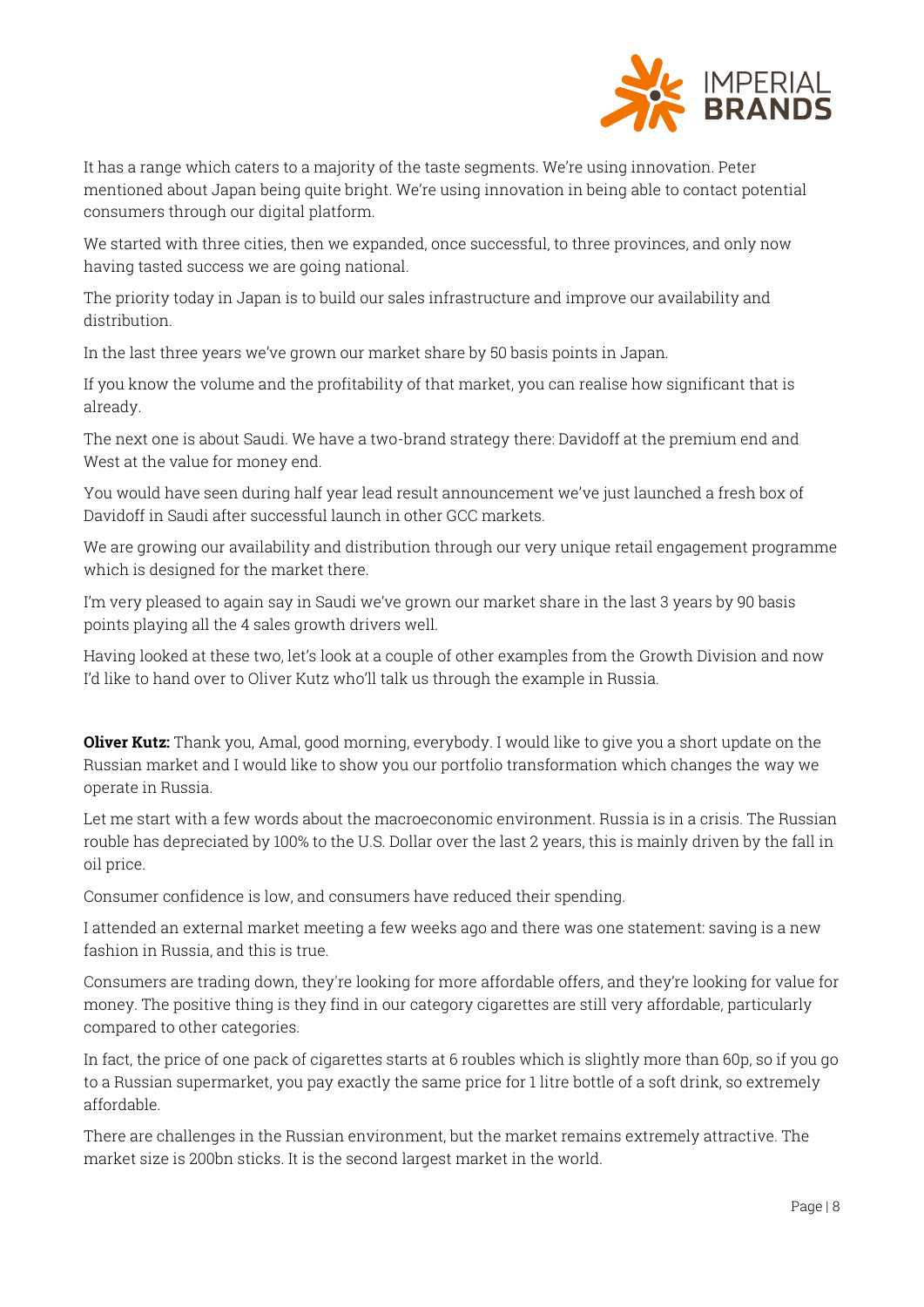It has a range which caters to a majority of the taste segments. We're using innovation. Peter mentioned about Japan being quite bright. We're using innovation in being able to contact potential consumers through our digital platform.

We started with three cities, then we expanded, once successful, to three provinces, and only now having tasted success we are going national.

The priority today in Japan is to build our sales infrastructure and improve our availability and distribution.

In the last three years we've grown our market share by 50 basis points in Japan.

If you know the volume and the profitability of that market, you can realise how significant that is already.

The next one is about Saudi. We have a two-brand strategy there: Davidoff at the premium end and West at the value for money end.

You would have seen during half year lead result announcement we've just launched a fresh box of Davidoff in Saudi after successful launch in other GCC markets.

We are growing our availability and distribution through our very unique retail engagement programme which is designed for the market there.

I'm very pleased to again say in Saudi we've grown our market share in the last 3 years by 90 basis points playing all the 4 sales growth drivers well.

Having looked at these two, let's look at a couple of other examples from the Growth Division and now I'd like to hand over to Oliver Kutz who'll talk us through the example in Russia.

**Oliver Kutz:** Thank you, Amal, good morning, everybody. I would like to give you a short update on the Russian market and I would like to show you our portfolio transformation which changes the way we operate in Russia.

Let me start with a few words about the macroeconomic environment. Russia is in a crisis. The Russian rouble has depreciated by 100% to the U.S. Dollar over the last 2 years, this is mainly driven by the fall in oil price.

Consumer confidence is low, and consumers have reduced their spending.

I attended an external market meeting a few weeks ago and there was one statement: saving is a new fashion in Russia, and this is true.

Consumers are trading down, they're looking for more affordable offers, and they're looking for value for money. The positive thing is they find in our category cigarettes are still very affordable, particularly compared to other categories.

In fact, the price of one pack of cigarettes starts at 6 roubles which is slightly more than 60p, so if you go to a Russian supermarket, you pay exactly the same price for 1 litre bottle of a soft drink, so extremely affordable.

There are challenges in the Russian environment, but the market remains extremely attractive. The market size is 200bn sticks. It is the second largest market in the world.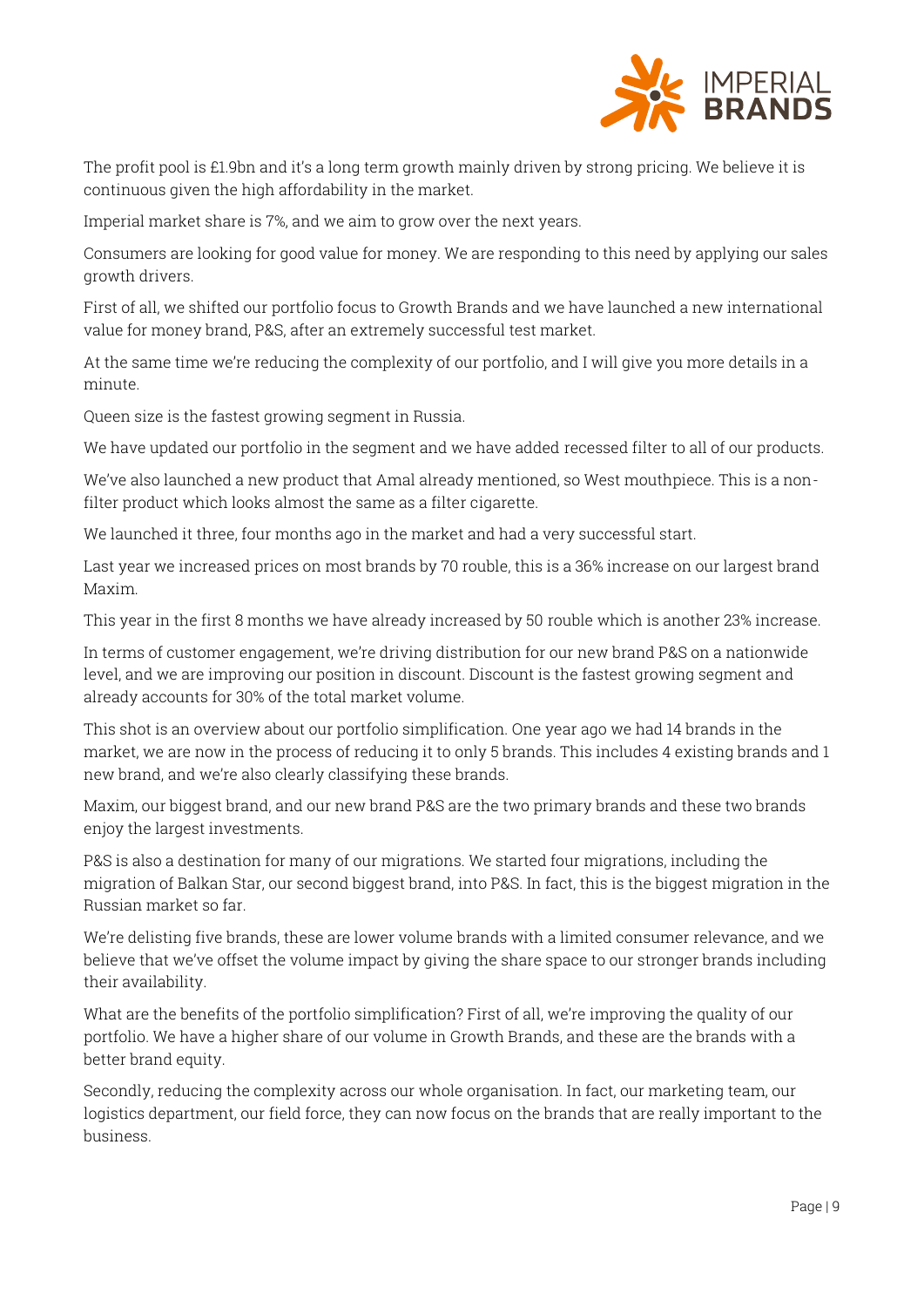The profit pool is £1.9bn and it's a long term growth mainly driven by strong pricing. We believe it is continuous given the high affordability in the market.

Imperial market share is 7%, and we aim to grow over the next years.

Consumers are looking for good value for money. We are responding to this need by applying our sales growth drivers.

First of all, we shifted our portfolio focus to Growth Brands and we have launched a new international value for money brand, P&S, after an extremely successful test market.

At the same time we're reducing the complexity of our portfolio, and I will give you more details in a minute.

Queen size is the fastest growing segment in Russia.

We have updated our portfolio in the segment and we have added recessed filter to all of our products.

We've also launched a new product that Amal already mentioned, so West mouthpiece. This is a non-filter product which looks almost the same as a filter cigarette.

We launched it three, four months ago in the market and had a very successful start.

Last year we increased prices on most brands by 70 rouble, this is a 36% increase on our largest brand Maxim.

This year in the first 8 months we have already increased by 50 rouble which is another 23% increase.

In terms of customer engagement, we're driving distribution for our new brand P&S on a nationwide level, and we are improving our position in discount. Discount is the fastest growing segment and already accounts for 30% of the total market volume.

This shot is an overview about our portfolio simplification. One year ago we had 14 brands in the market, we are now in the process of reducing it to only 5 brands. This includes 4 existing brands and 1 new brand, and we're also clearly classifying these brands.

Maxim, our biggest brand, and our new brand P&S are the two primary brands and these two brands enjoy the largest investments.

P&S is also a destination for many of our migrations. We started four migrations, including the migration of Balkan Star, our second biggest brand, into P&S. In fact, this is the biggest migration in the Russian market so far.

We're delisting five brands, these are lower volume brands with a limited consumer relevance, and we believe that we've offset the volume impact by giving the share space to our stronger brands including their availability.

What are the benefits of the portfolio simplification? First of all, we're improving the quality of our portfolio. We have a higher share of our volume in Growth Brands, and these are the brands with a better brand equity.

Secondly, reducing the complexity across our whole organisation. In fact, our marketing team, our logistics department, our field force, they can now focus on the brands that are really important to the business.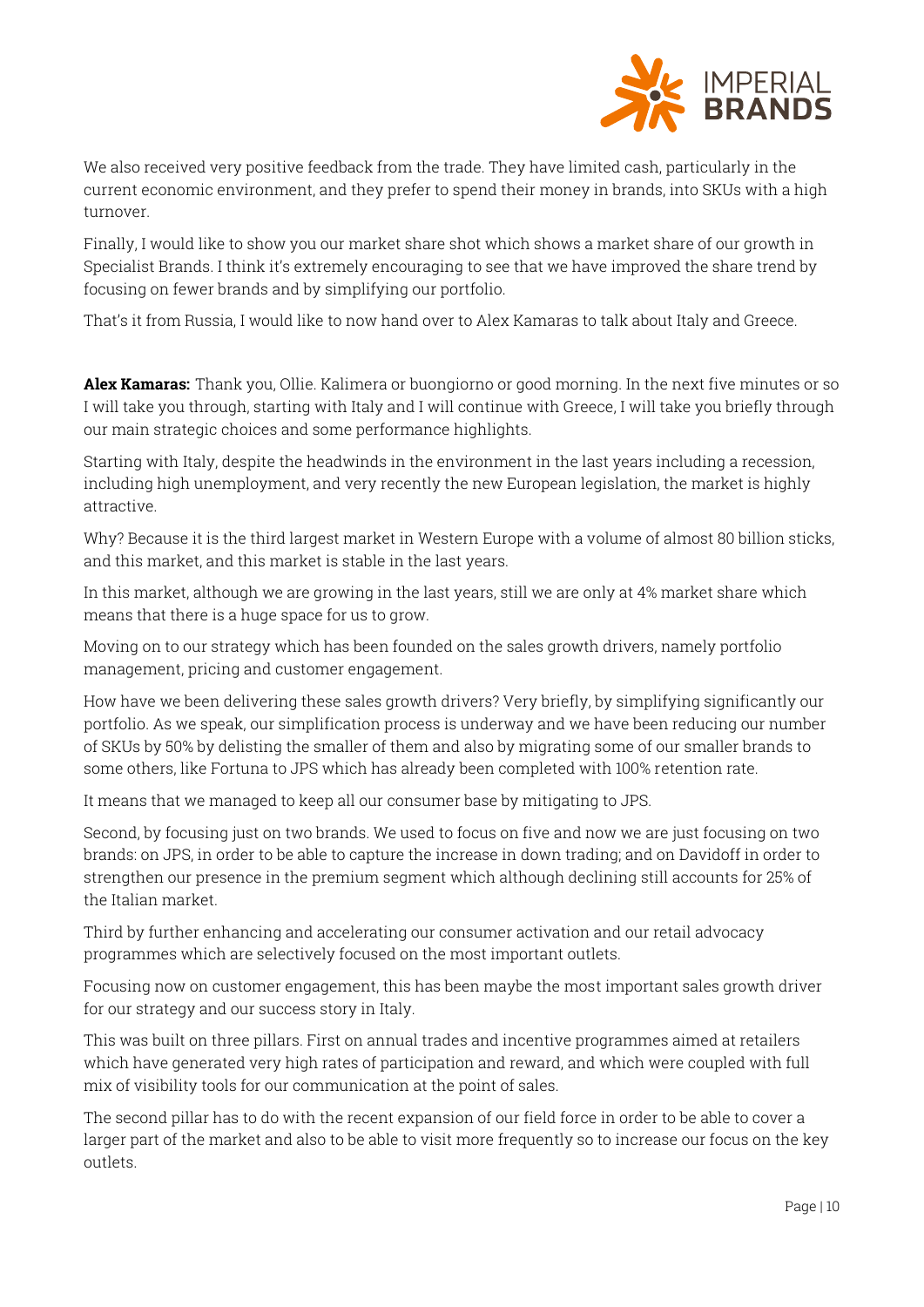We also received very positive feedback from the trade. They have limited cash, particularly in the current economic environment, and they prefer to spend their money in brands, into SKUs with a high turnover.

Finally, I would like to show you our market share shot which shows a market share of our growth in Specialist Brands. I think it's extremely encouraging to see that we have improved the share trend by focusing on fewer brands and by simplifying our portfolio.

That's it from Russia, I would like to now hand over to Alex Kamaras to talk about Italy and Greece.

**Alex Kamaras:** Thank you, Ollie. Kalimera or buongiorno or good morning. In the next five minutes or so I will take you through, starting with Italy and I will continue with Greece, I will take you briefly through our main strategic choices and some performance highlights.

Starting with Italy, despite the headwinds in the environment in the last years including a recession, including high unemployment, and very recently the new European legislation, the market is highly attractive.

Why? Because it is the third largest market in Western Europe with a volume of almost 80 billion sticks, and this market, and this market is stable in the last years.

In this market, although we are growing in the last years, still we are only at 4% market share which means that there is a huge space for us to grow.

Moving on to our strategy which has been founded on the sales growth drivers, namely portfolio management, pricing and customer engagement.

How have we been delivering these sales growth drivers? Very briefly, by simplifying significantly our portfolio. As we speak, our simplification process is underway and we have been reducing our number of SKUs by 50% by delisting the smaller of them and also by migrating some of our smaller brands to some others, like Fortuna to JPS which has already been completed with 100% retention rate.

It means that we managed to keep all our consumer base by mitigating to JPS.

Second, by focusing just on two brands. We used to focus on five and now we are just focusing on two brands: on JPS, in order to be able to capture the increase in down trading; and on Davidoff in order to strengthen our presence in the premium segment which although declining still accounts for 25% of the Italian market.

Third by further enhancing and accelerating our consumer activation and our retail advocacy programmes which are selectively focused on the most important outlets.

Focusing now on customer engagement, this has been maybe the most important sales growth driver for our strategy and our success story in Italy.

This was built on three pillars. First on annual trades and incentive programmes aimed at retailers which have generated very high rates of participation and reward, and which were coupled with full mix of visibility tools for our communication at the point of sales.

The second pillar has to do with the recent expansion of our field force in order to be able to cover a larger part of the market and also to be able to visit more frequently so to increase our focus on the key outlets.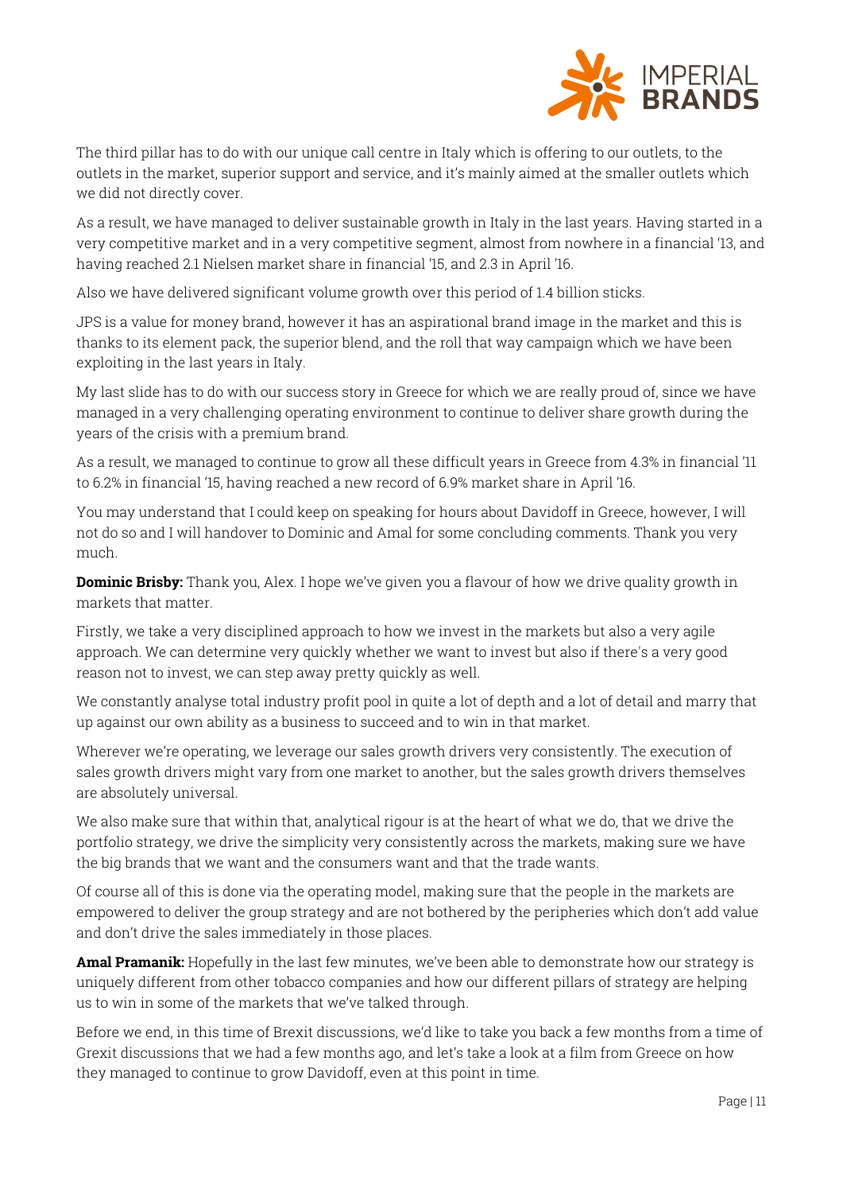The third pillar has to do with our unique call centre in Italy which is offering to our outlets, to the outlets in the market, superior support and service, and it's mainly aimed at the smaller outlets which we did not directly cover.

As a result, we have managed to deliver sustainable growth in Italy in the last years. Having started in a very competitive market and in a very competitive segment, almost from nowhere in a financial '13, and having reached 2.1 Nielsen market share in financial '15, and 2.3 in April '16.

Also we have delivered significant volume growth over this period of 1.4 billion sticks.

JPS is a value for money brand, however it has an aspirational brand image in the market and this is thanks to its element pack, the superior blend, and the roll that way campaign which we have been exploiting in the last years in Italy.

My last slide has to do with our success story in Greece for which we are really proud of, since we have managed in a very challenging operating environment to continue to deliver share growth during the years of the crisis with a premium brand.

As a result, we managed to continue to grow all these difficult years in Greece from 4.3% in financial '11 to 6.2% in financial '15, having reached a new record of 6.9% market share in April '16.

You may understand that I could keep on speaking for hours about Davidoff in Greece, however, I will not do so and I will handover to Dominic and Amal for some concluding comments. Thank you very much.

**Dominic Brisby:** Thank you, Alex. I hope we've given you a flavour of how we drive quality growth in markets that matter.

Firstly, we take a very disciplined approach to how we invest in the markets but also a very agile approach. We can determine very quickly whether we want to invest but also if there's a very good reason not to invest, we can step away pretty quickly as well.

We constantly analyse total industry profit pool in quite a lot of depth and a lot of detail and marry that up against our own ability as a business to succeed and to win in that market.

Wherever we're operating, we leverage our sales growth drivers very consistently. The execution of sales growth drivers might vary from one market to another, but the sales growth drivers themselves are absolutely universal.

We also make sure that within that, analytical rigour is at the heart of what we do, that we drive the portfolio strategy, we drive the simplicity very consistently across the markets, making sure we have the big brands that we want and the consumers want and that the trade wants.

Of course all of this is done via the operating model, making sure that the people in the markets are empowered to deliver the group strategy and are not bothered by the peripheries which don't add value and don't drive the sales immediately in those places.

**Amal Pramanik:** Hopefully in the last few minutes, we've been able to demonstrate how our strategy is uniquely different from other tobacco companies and how our different pillars of strategy are helping us to win in some of the markets that we've talked through.

Before we end, in this time of Brexit discussions, we'd like to take you back a few months from a time of Grexit discussions that we had a few months ago, and let's take a look at a film from Greece on how they managed to continue to grow Davidoff, even at this point in time.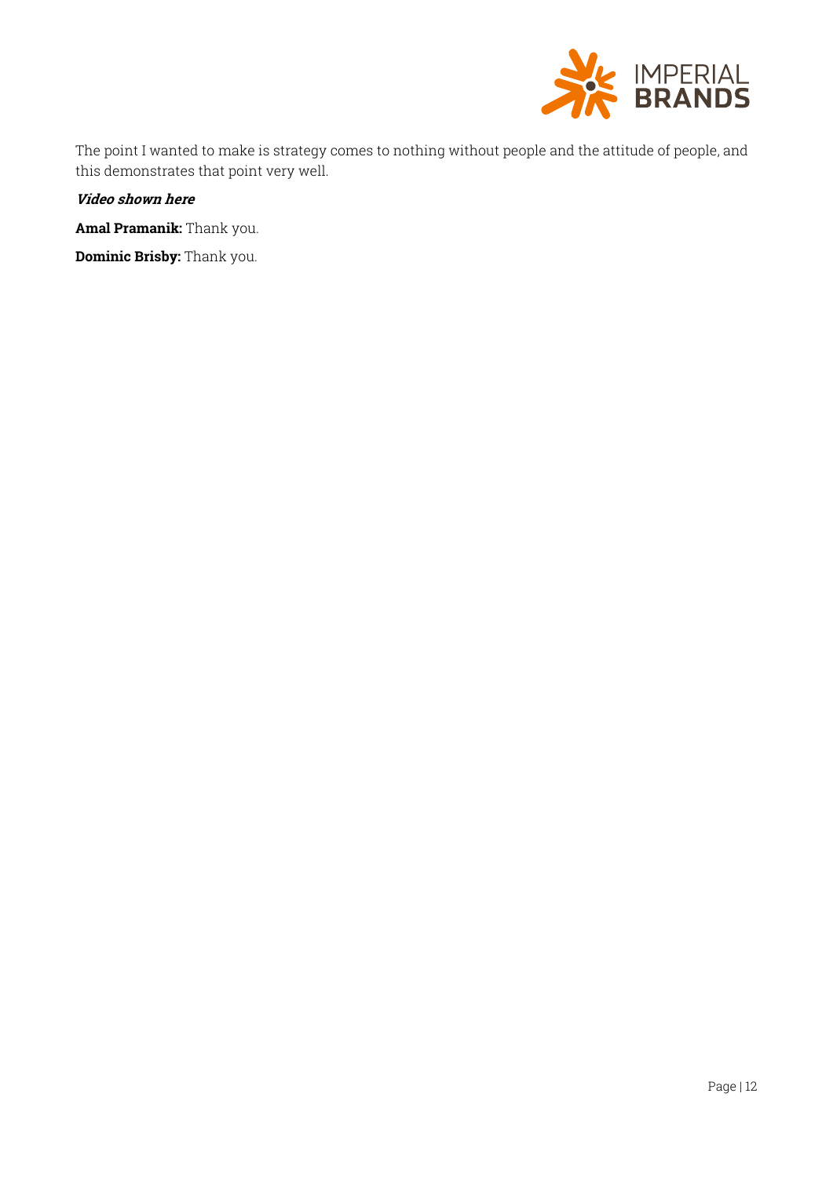The point I wanted to make is strategy comes to nothing without people and the attitude of people, and this demonstrates that point very well.

***Video shown here***

**Amal Pramanik:** Thank you.

**Dominic Brisby:** Thank you.